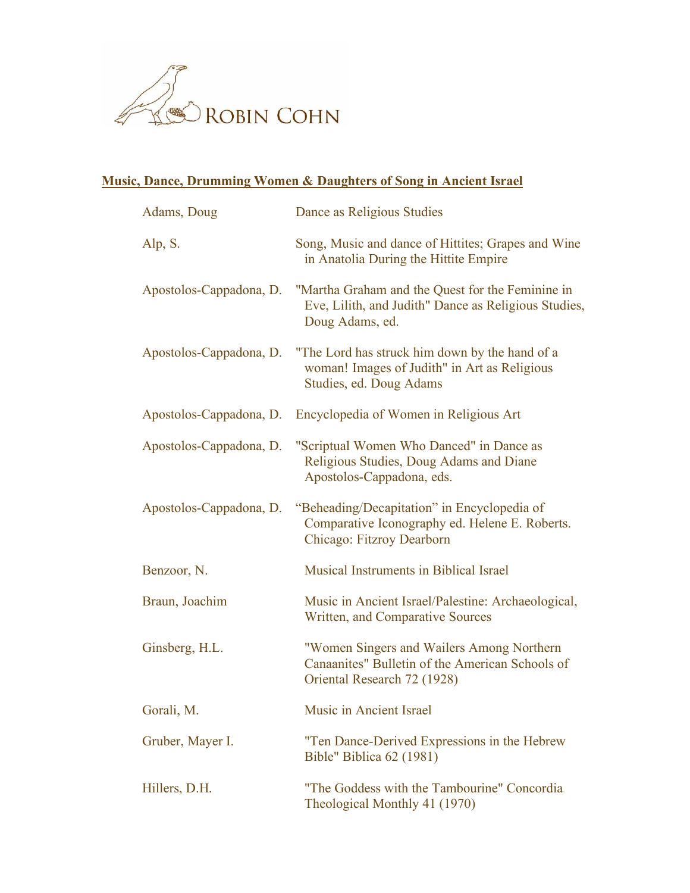ROBIN COHN

**Music, Dance, Drumming Women & Daughters of Song in Ancient Israel**

| | |
|---|---|
| Adams, Doug | Dance as Religious Studies |
| Alp, S. | Song, Music and dance of Hittites; Grapes and Wine in Anatolia During the Hittite Empire |
| Apostolos-Cappadona, D. | "Martha Graham and the Quest for the Feminine in Eve, Lilith, and Judith" Dance as Religious Studies, Doug Adams, ed. |
| Apostolos-Cappadona, D. | "The Lord has struck him down by the hand of a woman! Images of Judith" in Art as Religious Studies, ed. Doug Adams |
| Apostolos-Cappadona, D. | Encyclopedia of Women in Religious Art |
| Apostolos-Cappadona, D. | "Scriptual Women Who Danced" in Dance as Religious Studies, Doug Adams and Diane Apostolos-Cappadona, eds. |
| Apostolos-Cappadona, D. | "Beheading/Decapitation" in Encyclopedia of Comparative Iconography ed. Helene E. Roberts. Chicago: Fitzroy Dearborn |
| Benzoor, N. | Musical Instruments in Biblical Israel |
| Braun, Joachim | Music in Ancient Israel/Palestine: Archaeological, Written, and Comparative Sources |
| Ginsberg, H.L. | "Women Singers and Wailers Among Northern Canaanites" Bulletin of the American Schools of Oriental Research 72 (1928) |
| Gorali, M. | Music in Ancient Israel |
| Gruber, Mayer I. | "Ten Dance-Derived Expressions in the Hebrew Bible" Biblica 62 (1981) |
| Hillers, D.H. | "The Goddess with the Tambourine" Concordia Theological Monthly 41 (1970) |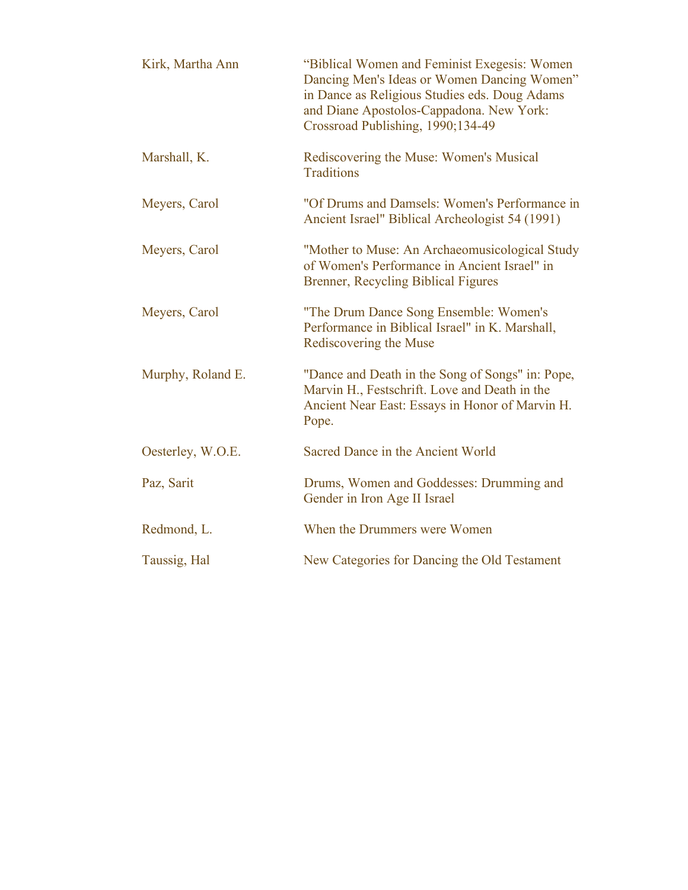| | |
|---|---|
| Kirk, Martha Ann | “Biblical Women and Feminist Exegesis: Women Dancing Men's Ideas or Women Dancing Women” in Dance as Religious Studies eds. Doug Adams and Diane Apostolos-Cappadona. New York: Crossroad Publishing, 1990;134-49 |
| Marshall, K. | Rediscovering the Muse: Women's Musical Traditions |
| Meyers, Carol | "Of Drums and Damsels: Women's Performance in Ancient Israel" Biblical Archeologist 54 (1991) |
| Meyers, Carol | "Mother to Muse: An Archaeomusicological Study of Women's Performance in Ancient Israel" in Brenner, Recycling Biblical Figures |
| Meyers, Carol | "The Drum Dance Song Ensemble: Women's Performance in Biblical Israel" in K. Marshall, Rediscovering the Muse |
| Murphy, Roland E. | "Dance and Death in the Song of Songs" in: Pope, Marvin H., Festschrift. Love and Death in the Ancient Near East: Essays in Honor of Marvin H. Pope. |
| Oesterley, W.O.E. | Sacred Dance in the Ancient World |
| Paz, Sarit | Drums, Women and Goddesses: Drumming and Gender in Iron Age II Israel |
| Redmond, L. | When the Drummers were Women |
| Taussig, Hal | New Categories for Dancing the Old Testament |